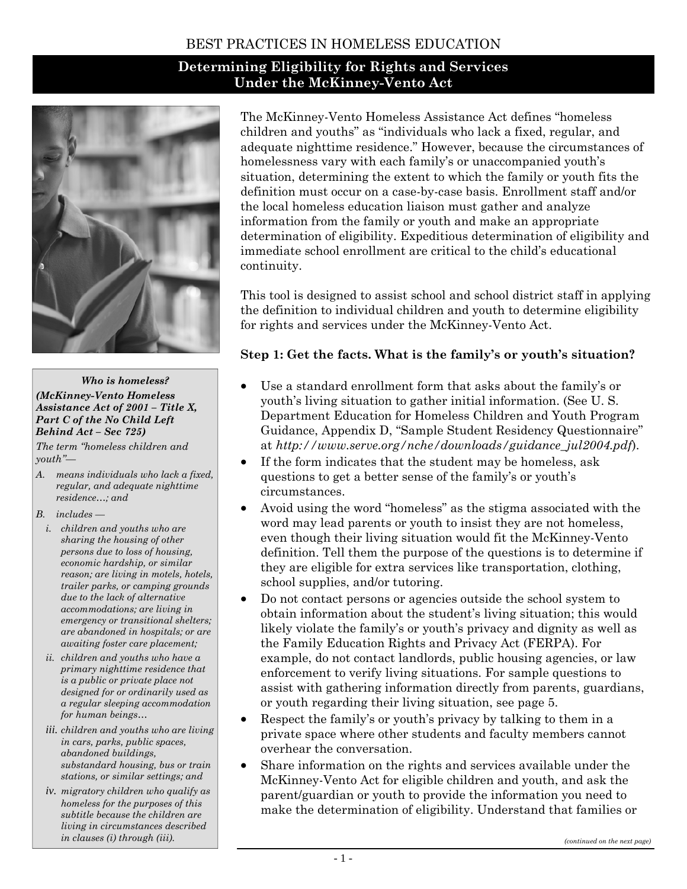BEST PRACTICES IN HOMELESS EDUCATION

# Determining Eligibility for Rights and Services Under the McKinney-Vento Act

The McKinney-Vento Homeless Assistance Act defines "homeless children and youths" as "individuals who lack a fixed, regular, and adequate nighttime residence." However, because the circumstances of homelessness vary with each family's or unaccompanied youth's situation, determining the extent to which the family or youth fits the definition must occur on a case-by-case basis. Enrollment staff and/or the local homeless education liaison must gather and analyze information from the family or youth and make an appropriate determination of eligibility. Expeditious determination of eligibility and immediate school enrollment are critical to the child's educational continuity.

This tool is designed to assist school and school district staff in applying the definition to individual children and youth to determine eligibility for rights and services under the McKinney-Vento Act.

### Step 1: Get the facts. What is the family's or youth's situation?

- Use a standard enrollment form that asks about the family's or youth's living situation to gather initial information. (See U. S. Department Education for Homeless Children and Youth Program Guidance, Appendix D, "Sample Student Residency Questionnaire" at *http://www.serve.org/nche/downloads/guidance_jul2004.pdf*).
- If the form indicates that the student may be homeless, ask questions to get a better sense of the family's or youth's circumstances.
- Avoid using the word "homeless" as the stigma associated with the word may lead parents or youth to insist they are not homeless, even though their living situation would fit the McKinney-Vento definition. Tell them the purpose of the questions is to determine if they are eligible for extra services like transportation, clothing, school supplies, and/or tutoring.
- Do not contact persons or agencies outside the school system to obtain information about the student's living situation; this would likely violate the family's or youth's privacy and dignity as well as the Family Education Rights and Privacy Act (FERPA). For example, do not contact landlords, public housing agencies, or law enforcement to verify living situations. For sample questions to assist with gathering information directly from parents, guardians, or youth regarding their living situation, see page 5.
- Respect the family's or youth's privacy by talking to them in a private space where other students and faculty members cannot overhear the conversation.
- Share information on the rights and services available under the McKinney-Vento Act for eligible children and youth, and ask the parent/guardian or youth to provide the information you need to make the determination of eligibility. Understand that families or

*(continued on the next page)*

---

***Who is homeless?***

***(McKinney-Vento Homeless Assistance Act of 2001 – Title X, Part C of the No Child Left Behind Act – Sec 725)***

*The term "homeless children and youth"—*

*A. means individuals who lack a fixed, regular, and adequate nighttime residence…; and*

*B. includes —*

*i. children and youths who are sharing the housing of other persons due to loss of housing, economic hardship, or similar reason; are living in motels, hotels, trailer parks, or camping grounds due to the lack of alternative accommodations; are living in emergency or transitional shelters; are abandoned in hospitals; or are awaiting foster care placement;*

*ii. children and youths who have a primary nighttime residence that is a public or private place not designed for or ordinarily used as a regular sleeping accommodation for human beings…*

*iii. children and youths who are living in cars, parks, public spaces, abandoned buildings, substandard housing, bus or train stations, or similar settings; and*

*iv. migratory children who qualify as homeless for the purposes of this subtitle because the children are living in circumstances described in clauses (i) through (iii).*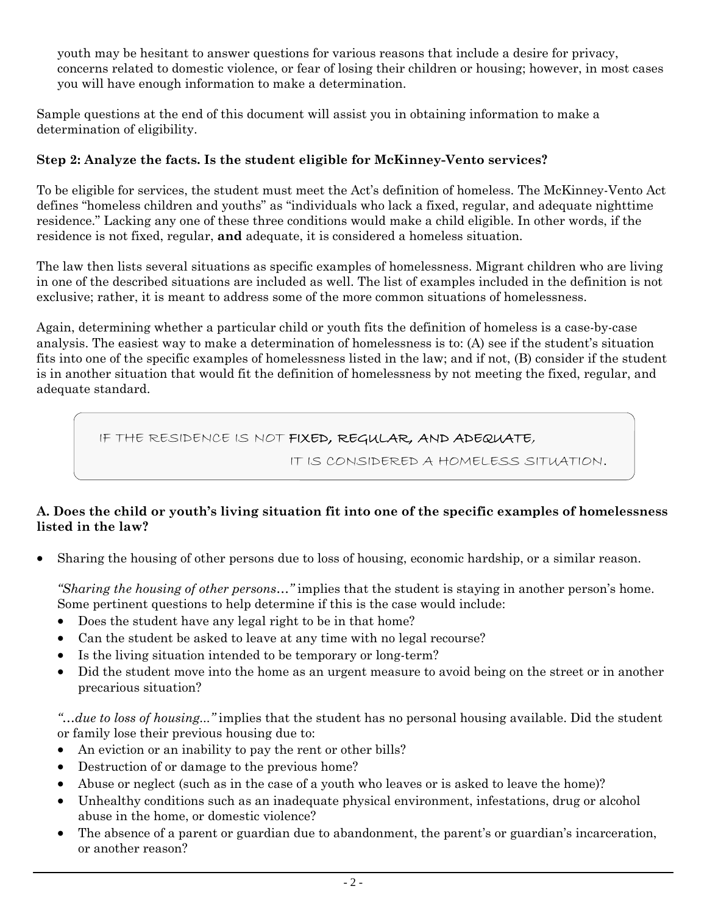youth may be hesitant to answer questions for various reasons that include a desire for privacy, concerns related to domestic violence, or fear of losing their children or housing; however, in most cases you will have enough information to make a determination.

Sample questions at the end of this document will assist you in obtaining information to make a determination of eligibility.

**Step 2: Analyze the facts. Is the student eligible for McKinney-Vento services?**

To be eligible for services, the student must meet the Act's definition of homeless. The McKinney-Vento Act defines "homeless children and youths" as "individuals who lack a fixed, regular, and adequate nighttime residence." Lacking any one of these three conditions would make a child eligible. In other words, if the residence is not fixed, regular, **and** adequate, it is considered a homeless situation.

The law then lists several situations as specific examples of homelessness. Migrant children who are living in one of the described situations are included as well. The list of examples included in the definition is not exclusive; rather, it is meant to address some of the more common situations of homelessness.

Again, determining whether a particular child or youth fits the definition of homeless is a case-by-case analysis. The easiest way to make a determination of homelessness is to: (A) see if the student's situation fits into one of the specific examples of homelessness listed in the law; and if not, (B) consider if the student is in another situation that would fit the definition of homelessness by not meeting the fixed, regular, and adequate standard.

> IF THE RESIDENCE IS NOT **FIXED, REGULAR, AND ADEQUATE,** IT IS CONSIDERED A HOMELESS SITUATION.

**A. Does the child or youth's living situation fit into one of the specific examples of homelessness listed in the law?**

- Sharing the housing of other persons due to loss of housing, economic hardship, or a similar reason.

  *"Sharing the housing of other persons…"* implies that the student is staying in another person's home. Some pertinent questions to help determine if this is the case would include:
  - Does the student have any legal right to be in that home?
  - Can the student be asked to leave at any time with no legal recourse?
  - Is the living situation intended to be temporary or long-term?
  - Did the student move into the home as an urgent measure to avoid being on the street or in another precarious situation?

  *"…due to loss of housing..."* implies that the student has no personal housing available. Did the student or family lose their previous housing due to:
  - An eviction or an inability to pay the rent or other bills?
  - Destruction of or damage to the previous home?
  - Abuse or neglect (such as in the case of a youth who leaves or is asked to leave the home)?
  - Unhealthy conditions such as an inadequate physical environment, infestations, drug or alcohol abuse in the home, or domestic violence?
  - The absence of a parent or guardian due to abandonment, the parent's or guardian's incarceration, or another reason?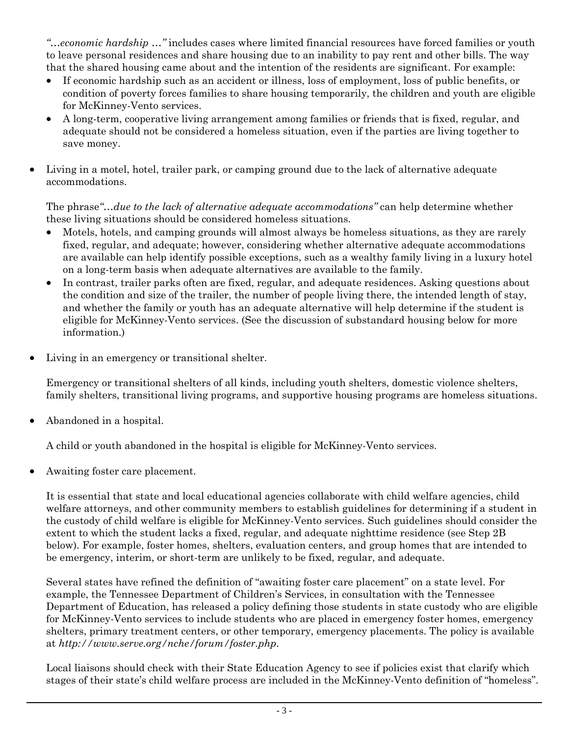*"…economic hardship …"* includes cases where limited financial resources have forced families or youth to leave personal residences and share housing due to an inability to pay rent and other bills. The way that the shared housing came about and the intention of the residents are significant. For example:

- If economic hardship such as an accident or illness, loss of employment, loss of public benefits, or condition of poverty forces families to share housing temporarily, the children and youth are eligible for McKinney-Vento services.
- A long-term, cooperative living arrangement among families or friends that is fixed, regular, and adequate should not be considered a homeless situation, even if the parties are living together to save money.

- Living in a motel, hotel, trailer park, or camping ground due to the lack of alternative adequate accommodations.

  The phrase *"…due to the lack of alternative adequate accommodations"* can help determine whether these living situations should be considered homeless situations.

  - Motels, hotels, and camping grounds will almost always be homeless situations, as they are rarely fixed, regular, and adequate; however, considering whether alternative adequate accommodations are available can help identify possible exceptions, such as a wealthy family living in a luxury hotel on a long-term basis when adequate alternatives are available to the family.
  - In contrast, trailer parks often are fixed, regular, and adequate residences. Asking questions about the condition and size of the trailer, the number of people living there, the intended length of stay, and whether the family or youth has an adequate alternative will help determine if the student is eligible for McKinney-Vento services. (See the discussion of substandard housing below for more information.)

- Living in an emergency or transitional shelter.

  Emergency or transitional shelters of all kinds, including youth shelters, domestic violence shelters, family shelters, transitional living programs, and supportive housing programs are homeless situations.

- Abandoned in a hospital.

  A child or youth abandoned in the hospital is eligible for McKinney-Vento services.

- Awaiting foster care placement.

  It is essential that state and local educational agencies collaborate with child welfare agencies, child welfare attorneys, and other community members to establish guidelines for determining if a student in the custody of child welfare is eligible for McKinney-Vento services. Such guidelines should consider the extent to which the student lacks a fixed, regular, and adequate nighttime residence (see Step 2B below). For example, foster homes, shelters, evaluation centers, and group homes that are intended to be emergency, interim, or short-term are unlikely to be fixed, regular, and adequate.

  Several states have refined the definition of "awaiting foster care placement" on a state level. For example, the Tennessee Department of Children's Services, in consultation with the Tennessee Department of Education, has released a policy defining those students in state custody who are eligible for McKinney-Vento services to include students who are placed in emergency foster homes, emergency shelters, primary treatment centers, or other temporary, emergency placements. The policy is available at *http://www.serve.org/nche/forum/foster.php*.

  Local liaisons should check with their State Education Agency to see if policies exist that clarify which stages of their state's child welfare process are included in the McKinney-Vento definition of "homeless".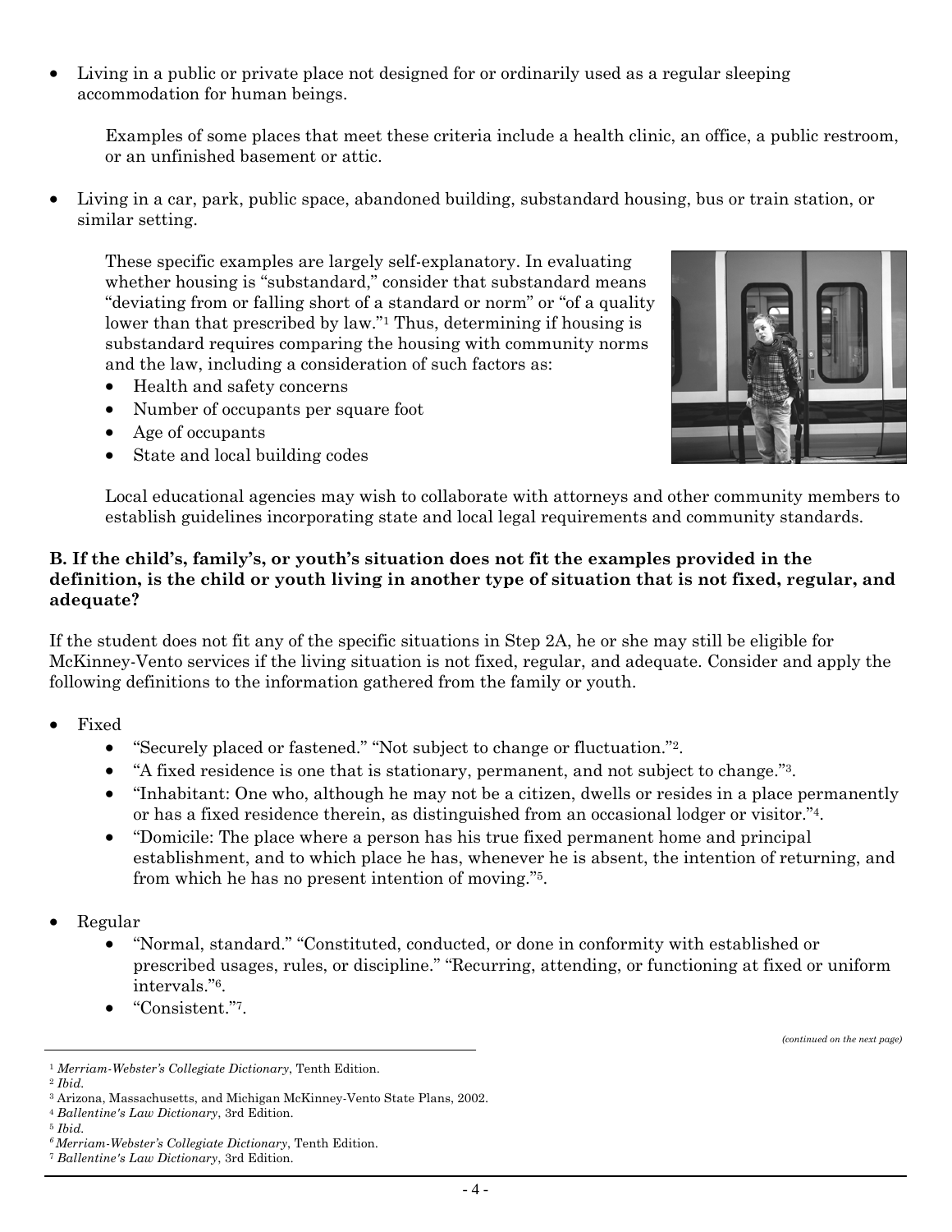- Living in a public or private place not designed for or ordinarily used as a regular sleeping accommodation for human beings.

  Examples of some places that meet these criteria include a health clinic, an office, a public restroom, or an unfinished basement or attic.

- Living in a car, park, public space, abandoned building, substandard housing, bus or train station, or similar setting.

  These specific examples are largely self-explanatory. In evaluating whether housing is "substandard," consider that substandard means "deviating from or falling short of a standard or norm" or "of a quality lower than that prescribed by law."[1] Thus, determining if housing is substandard requires comparing the housing with community norms and the law, including a consideration of such factors as:
  - Health and safety concerns
  - Number of occupants per square foot
  - Age of occupants
  - State and local building codes

  Local educational agencies may wish to collaborate with attorneys and other community members to establish guidelines incorporating state and local legal requirements and community standards.

**B. If the child's, family's, or youth's situation does not fit the examples provided in the definition, is the child or youth living in another type of situation that is not fixed, regular, and adequate?**

If the student does not fit any of the specific situations in Step 2A, he or she may still be eligible for McKinney-Vento services if the living situation is not fixed, regular, and adequate. Consider and apply the following definitions to the information gathered from the family or youth.

- Fixed
  - "Securely placed or fastened." "Not subject to change or fluctuation."[2].
  - "A fixed residence is one that is stationary, permanent, and not subject to change."[3].
  - "Inhabitant: One who, although he may not be a citizen, dwells or resides in a place permanently or has a fixed residence therein, as distinguished from an occasional lodger or visitor."[4].
  - "Domicile: The place where a person has his true fixed permanent home and principal establishment, and to which place he has, whenever he is absent, the intention of returning, and from which he has no present intention of moving."[5].

- Regular
  - "Normal, standard." "Constituted, conducted, or done in conformity with established or prescribed usages, rules, or discipline." "Recurring, attending, or functioning at fixed or uniform intervals."[6].
  - "Consistent."[7].

*(continued on the next page)*

[1] *Merriam-Webster's Collegiate Dictionary*, Tenth Edition.
[2] *Ibid.*
[3] Arizona, Massachusetts, and Michigan McKinney-Vento State Plans, 2002.
[4] *Ballentine's Law Dictionary*, 3rd Edition.
[5] *Ibid.*
[6] *Merriam-Webster's Collegiate Dictionary*, Tenth Edition.
[7] *Ballentine's Law Dictionary*, 3rd Edition.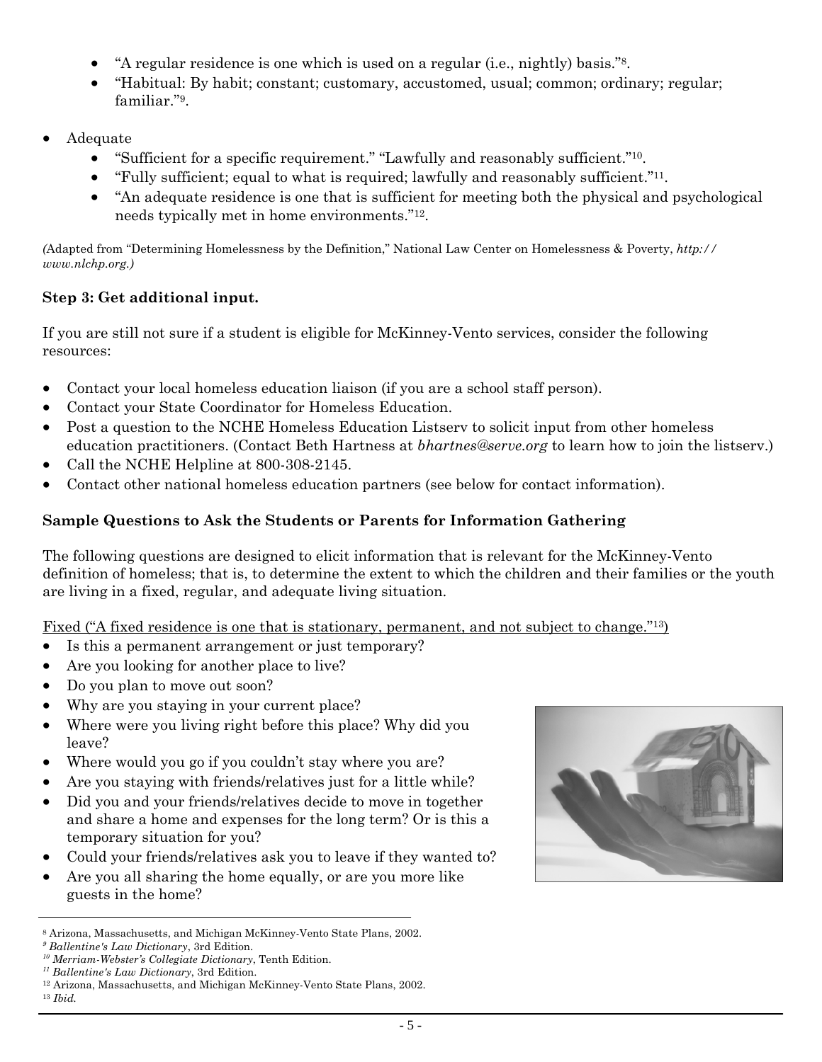- "A regular residence is one which is used on a regular (i.e., nightly) basis."[8].
- "Habitual: By habit; constant; customary, accustomed, usual; common; ordinary; regular; familiar."[9].

- Adequate
  - "Sufficient for a specific requirement." "Lawfully and reasonably sufficient."[10].
  - "Fully sufficient; equal to what is required; lawfully and reasonably sufficient."[11].
  - "An adequate residence is one that is sufficient for meeting both the physical and psychological needs typically met in home environments."[12].

*(*Adapted from "Determining Homelessness by the Definition," National Law Center on Homelessness & Poverty, *http://www.nlchp.org.)*

**Step 3: Get additional input.**

If you are still not sure if a student is eligible for McKinney-Vento services, consider the following resources:

- Contact your local homeless education liaison (if you are a school staff person).
- Contact your State Coordinator for Homeless Education.
- Post a question to the NCHE Homeless Education Listserv to solicit input from other homeless education practitioners. (Contact Beth Hartness at *bhartnes@serve.org* to learn how to join the listserv.)
- Call the NCHE Helpline at 800-308-2145.
- Contact other national homeless education partners (see below for contact information).

**Sample Questions to Ask the Students or Parents for Information Gathering**

The following questions are designed to elicit information that is relevant for the McKinney-Vento definition of homeless; that is, to determine the extent to which the children and their families or the youth are living in a fixed, regular, and adequate living situation.

<u>Fixed ("A fixed residence is one that is stationary, permanent, and not subject to change."[13])</u>

- Is this a permanent arrangement or just temporary?
- Are you looking for another place to live?
- Do you plan to move out soon?
- Why are you staying in your current place?
- Where were you living right before this place? Why did you leave?
- Where would you go if you couldn't stay where you are?
- Are you staying with friends/relatives just for a little while?
- Did you and your friends/relatives decide to move in together and share a home and expenses for the long term? Or is this a temporary situation for you?
- Could your friends/relatives ask you to leave if they wanted to?
- Are you all sharing the home equally, or are you more like guests in the home?

---

[8] Arizona, Massachusetts, and Michigan McKinney-Vento State Plans, 2002.
[9] *Ballentine's Law Dictionary*, 3rd Edition.
[10] *Merriam-Webster's Collegiate Dictionary*, Tenth Edition.
[11] *Ballentine's Law Dictionary*, 3rd Edition.
[12] Arizona, Massachusetts, and Michigan McKinney-Vento State Plans, 2002.
[13] *Ibid.*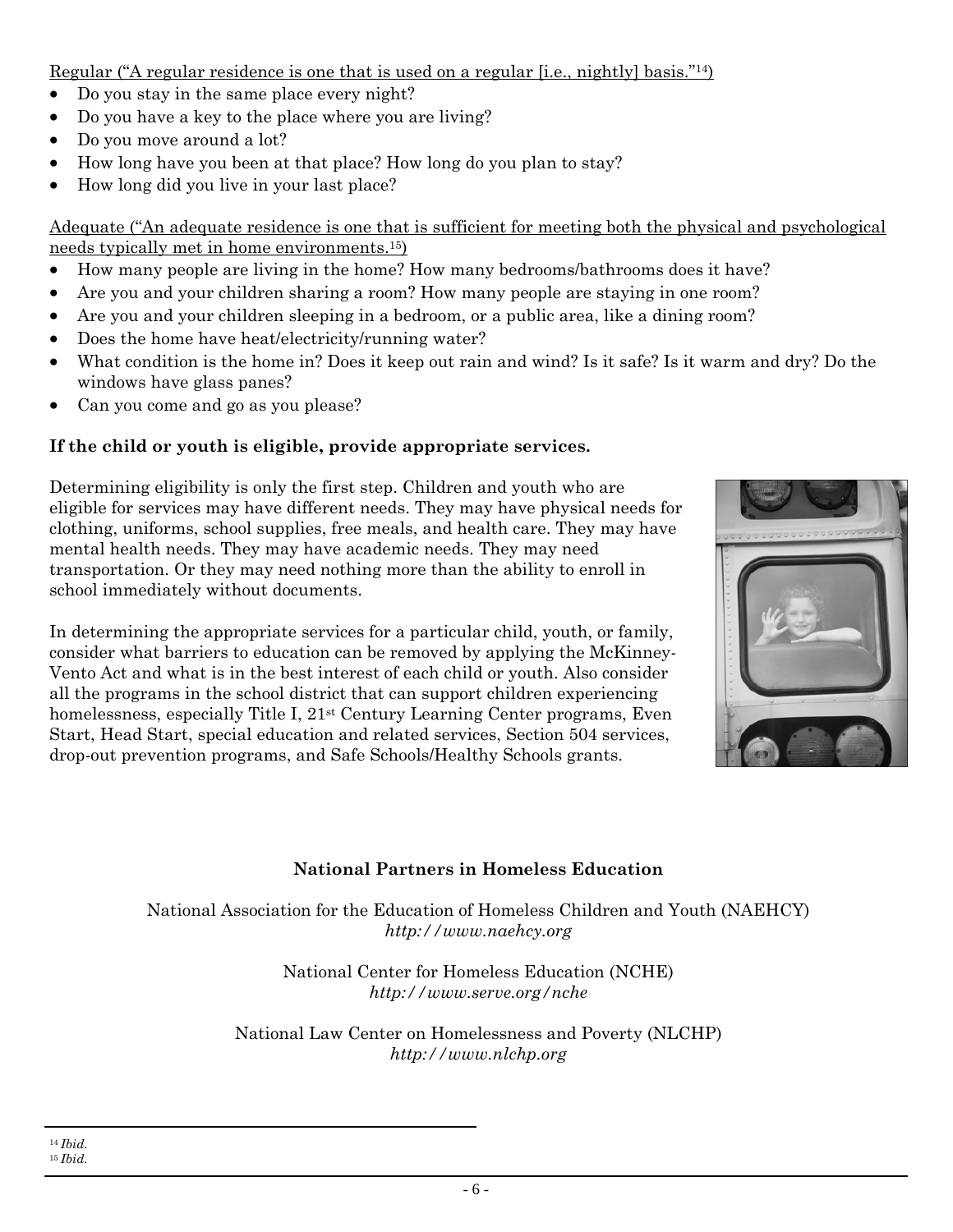Regular ("A regular residence is one that is used on a regular [i.e., nightly] basis."[14])

- Do you stay in the same place every night?
- Do you have a key to the place where you are living?
- Do you move around a lot?
- How long have you been at that place? How long do you plan to stay?
- How long did you live in your last place?

Adequate ("An adequate residence is one that is sufficient for meeting both the physical and psychological needs typically met in home environments.[15])

- How many people are living in the home? How many bedrooms/bathrooms does it have?
- Are you and your children sharing a room? How many people are staying in one room?
- Are you and your children sleeping in a bedroom, or a public area, like a dining room?
- Does the home have heat/electricity/running water?
- What condition is the home in? Does it keep out rain and wind? Is it safe? Is it warm and dry? Do the windows have glass panes?
- Can you come and go as you please?

**If the child or youth is eligible, provide appropriate services.**

Determining eligibility is only the first step. Children and youth who are eligible for services may have different needs. They may have physical needs for clothing, uniforms, school supplies, free meals, and health care. They may have mental health needs. They may have academic needs. They may need transportation. Or they may need nothing more than the ability to enroll in school immediately without documents.

In determining the appropriate services for a particular child, youth, or family, consider what barriers to education can be removed by applying the McKinney-Vento Act and what is in the best interest of each child or youth. Also consider all the programs in the school district that can support children experiencing homelessness, especially Title I, 21st Century Learning Center programs, Even Start, Head Start, special education and related services, Section 504 services, drop-out prevention programs, and Safe Schools/Healthy Schools grants.

**National Partners in Homeless Education**

National Association for the Education of Homeless Children and Youth (NAEHCY)
*http://www.naehcy.org*

National Center for Homeless Education (NCHE)
*http://www.serve.org/nche*

National Law Center on Homelessness and Poverty (NLCHP)
*http://www.nlchp.org*

[14] *Ibid.*
[15] *Ibid.*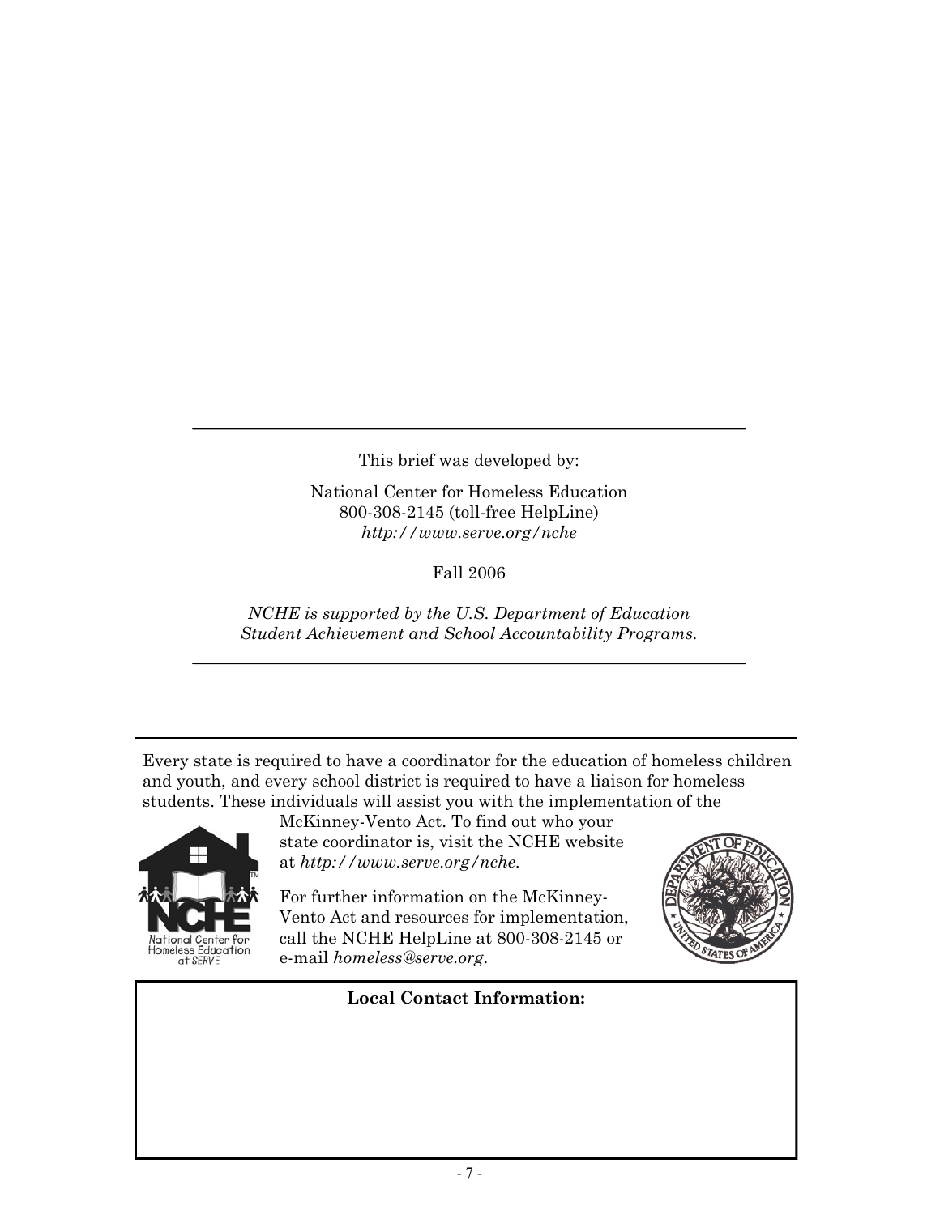This brief was developed by:

National Center for Homeless Education
800-308-2145 (toll-free HelpLine)
*http://www.serve.org/nche*

Fall 2006

*NCHE is supported by the U.S. Department of Education Student Achievement and School Accountability Programs.*

---

Every state is required to have a coordinator for the education of homeless children and youth, and every school district is required to have a liaison for homeless students. These individuals will assist you with the implementation of the McKinney-Vento Act. To find out who your state coordinator is, visit the NCHE website at *http://www.serve.org/nche*.

For further information on the McKinney-Vento Act and resources for implementation, call the NCHE HelpLine at 800-308-2145 or e-mail *homeless@serve.org*.

**Local Contact Information:**